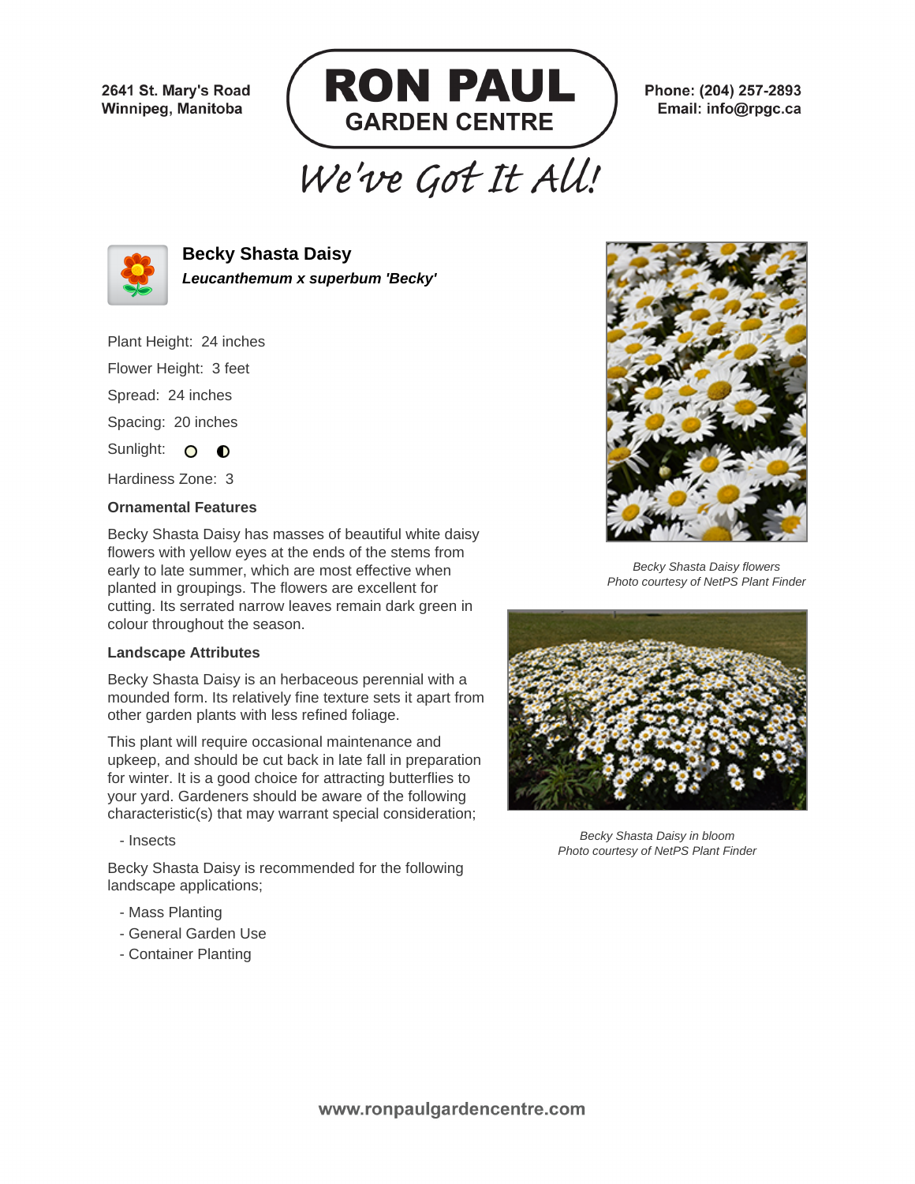2641 St. Mary's Road
Winnipeg, Manitoba

# RON PAUL GARDEN CENTRE

We've Got It All!

Phone: (204) 257-2893
Email: info@rpgc.ca

## Becky Shasta Daisy

***Leucanthemum x superbum 'Becky'***

Plant Height: 24 inches

Flower Height: 3 feet

Spread: 24 inches

Spacing: 20 inches

Sunlight: ○ ◐

Hardiness Zone: 3

### Ornamental Features

Becky Shasta Daisy has masses of beautiful white daisy flowers with yellow eyes at the ends of the stems from early to late summer, which are most effective when planted in groupings. The flowers are excellent for cutting. Its serrated narrow leaves remain dark green in colour throughout the season.

### Landscape Attributes

Becky Shasta Daisy is an herbaceous perennial with a mounded form. Its relatively fine texture sets it apart from other garden plants with less refined foliage.

This plant will require occasional maintenance and upkeep, and should be cut back in late fall in preparation for winter. It is a good choice for attracting butterflies to your yard. Gardeners should be aware of the following characteristic(s) that may warrant special consideration;

- Insects

Becky Shasta Daisy is recommended for the following landscape applications;

- Mass Planting
- General Garden Use
- Container Planting

*Becky Shasta Daisy flowers*
*Photo courtesy of NetPS Plant Finder*

*Becky Shasta Daisy in bloom*
*Photo courtesy of NetPS Plant Finder*

www.ronpaulgardencentre.com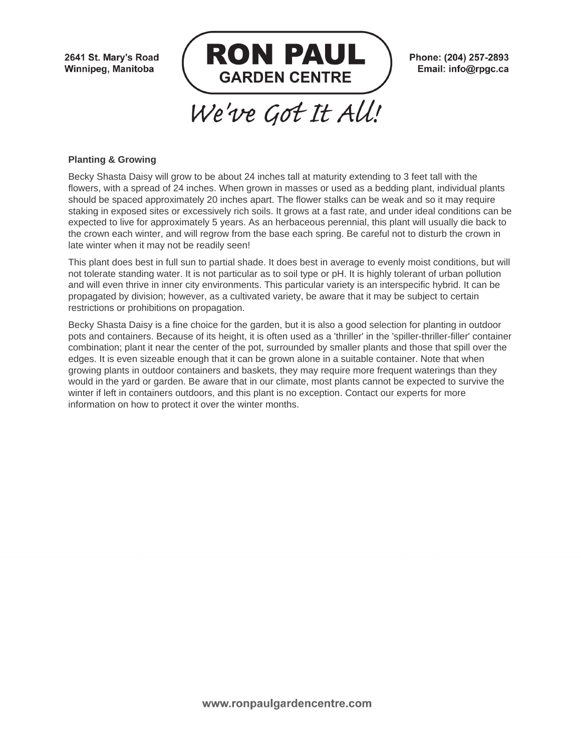**Planting & Growing**

Becky Shasta Daisy will grow to be about 24 inches tall at maturity extending to 3 feet tall with the flowers, with a spread of 24 inches. When grown in masses or used as a bedding plant, individual plants should be spaced approximately 20 inches apart. The flower stalks can be weak and so it may require staking in exposed sites or excessively rich soils. It grows at a fast rate, and under ideal conditions can be expected to live for approximately 5 years. As an herbaceous perennial, this plant will usually die back to the crown each winter, and will regrow from the base each spring. Be careful not to disturb the crown in late winter when it may not be readily seen!

This plant does best in full sun to partial shade. It does best in average to evenly moist conditions, but will not tolerate standing water. It is not particular as to soil type or pH. It is highly tolerant of urban pollution and will even thrive in inner city environments. This particular variety is an interspecific hybrid. It can be propagated by division; however, as a cultivated variety, be aware that it may be subject to certain restrictions or prohibitions on propagation.

Becky Shasta Daisy is a fine choice for the garden, but it is also a good selection for planting in outdoor pots and containers. Because of its height, it is often used as a 'thriller' in the 'spiller-thriller-filler' container combination; plant it near the center of the pot, surrounded by smaller plants and those that spill over the edges. It is even sizeable enough that it can be grown alone in a suitable container. Note that when growing plants in outdoor containers and baskets, they may require more frequent waterings than they would in the yard or garden. Be aware that in our climate, most plants cannot be expected to survive the winter if left in containers outdoors, and this plant is no exception. Contact our experts for more information on how to protect it over the winter months.